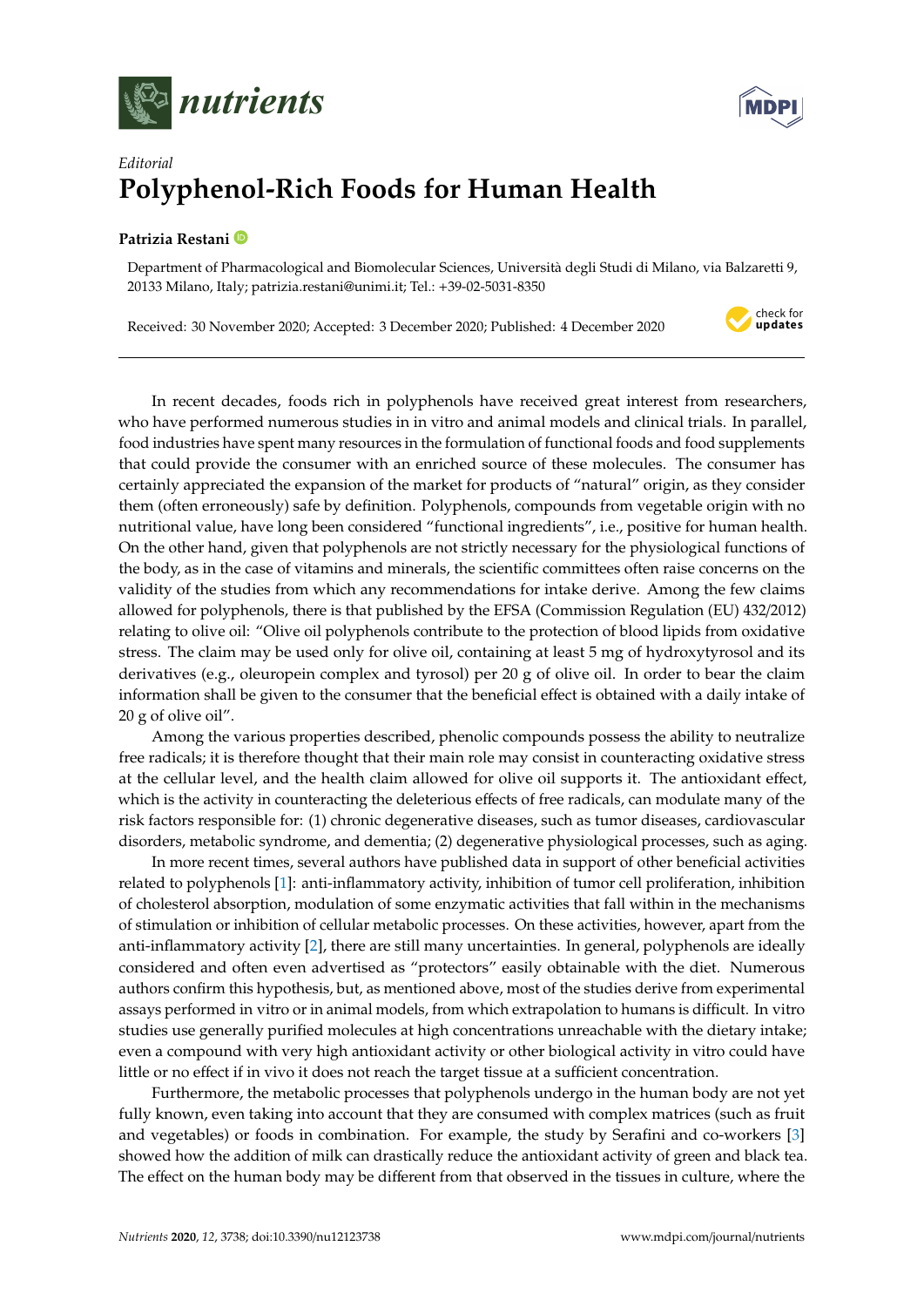*Editorial*

# Polyphenol-Rich Foods for Human Health

**Patrizia Restani**

Department of Pharmacological and Biomolecular Sciences, Università degli Studi di Milano, via Balzaretti 9, 20133 Milano, Italy; patrizia.restani@unimi.it; Tel.: +39-02-5031-8350

Received: 30 November 2020; Accepted: 3 December 2020; Published: 4 December 2020

In recent decades, foods rich in polyphenols have received great interest from researchers, who have performed numerous studies in in vitro and animal models and clinical trials. In parallel, food industries have spent many resources in the formulation of functional foods and food supplements that could provide the consumer with an enriched source of these molecules. The consumer has certainly appreciated the expansion of the market for products of "natural" origin, as they consider them (often erroneously) safe by definition. Polyphenols, compounds from vegetable origin with no nutritional value, have long been considered "functional ingredients", i.e., positive for human health. On the other hand, given that polyphenols are not strictly necessary for the physiological functions of the body, as in the case of vitamins and minerals, the scientific committees often raise concerns on the validity of the studies from which any recommendations for intake derive. Among the few claims allowed for polyphenols, there is that published by the EFSA (Commission Regulation (EU) 432/2012) relating to olive oil: "Olive oil polyphenols contribute to the protection of blood lipids from oxidative stress. The claim may be used only for olive oil, containing at least 5 mg of hydroxytyrosol and its derivatives (e.g., oleuropein complex and tyrosol) per 20 g of olive oil. In order to bear the claim information shall be given to the consumer that the beneficial effect is obtained with a daily intake of 20 g of olive oil".

Among the various properties described, phenolic compounds possess the ability to neutralize free radicals; it is therefore thought that their main role may consist in counteracting oxidative stress at the cellular level, and the health claim allowed for olive oil supports it. The antioxidant effect, which is the activity in counteracting the deleterious effects of free radicals, can modulate many of the risk factors responsible for: (1) chronic degenerative diseases, such as tumor diseases, cardiovascular disorders, metabolic syndrome, and dementia; (2) degenerative physiological processes, such as aging.

In more recent times, several authors have published data in support of other beneficial activities related to polyphenols [1]: anti-inflammatory activity, inhibition of tumor cell proliferation, inhibition of cholesterol absorption, modulation of some enzymatic activities that fall within in the mechanisms of stimulation or inhibition of cellular metabolic processes. On these activities, however, apart from the anti-inflammatory activity [2], there are still many uncertainties. In general, polyphenols are ideally considered and often even advertised as "protectors" easily obtainable with the diet. Numerous authors confirm this hypothesis, but, as mentioned above, most of the studies derive from experimental assays performed in vitro or in animal models, from which extrapolation to humans is difficult. In vitro studies use generally purified molecules at high concentrations unreachable with the dietary intake; even a compound with very high antioxidant activity or other biological activity in vitro could have little or no effect if in vivo it does not reach the target tissue at a sufficient concentration.

Furthermore, the metabolic processes that polyphenols undergo in the human body are not yet fully known, even taking into account that they are consumed with complex matrices (such as fruit and vegetables) or foods in combination. For example, the study by Serafini and co-workers [3] showed how the addition of milk can drastically reduce the antioxidant activity of green and black tea. The effect on the human body may be different from that observed in the tissues in culture, where the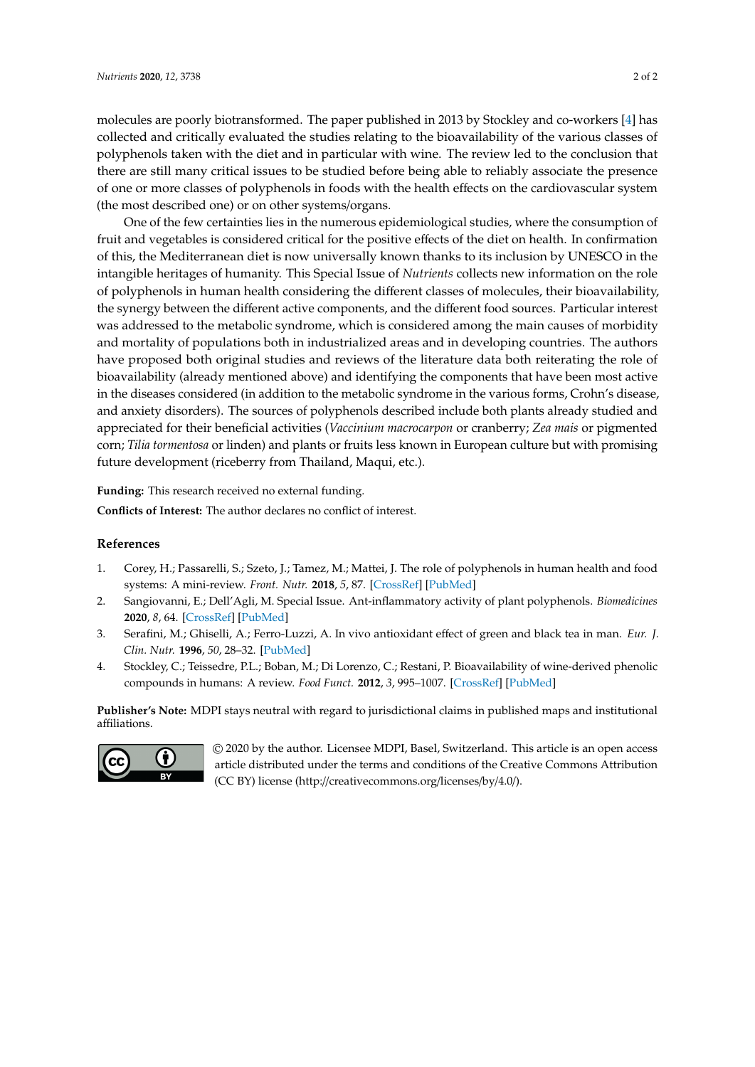molecules are poorly biotransformed. The paper published in 2013 by Stockley and co-workers [4] has collected and critically evaluated the studies relating to the bioavailability of the various classes of polyphenols taken with the diet and in particular with wine. The review led to the conclusion that there are still many critical issues to be studied before being able to reliably associate the presence of one or more classes of polyphenols in foods with the health effects on the cardiovascular system (the most described one) or on other systems/organs.

One of the few certainties lies in the numerous epidemiological studies, where the consumption of fruit and vegetables is considered critical for the positive effects of the diet on health. In confirmation of this, the Mediterranean diet is now universally known thanks to its inclusion by UNESCO in the intangible heritages of humanity. This Special Issue of *Nutrients* collects new information on the role of polyphenols in human health considering the different classes of molecules, their bioavailability, the synergy between the different active components, and the different food sources. Particular interest was addressed to the metabolic syndrome, which is considered among the main causes of morbidity and mortality of populations both in industrialized areas and in developing countries. The authors have proposed both original studies and reviews of the literature data both reiterating the role of bioavailability (already mentioned above) and identifying the components that have been most active in the diseases considered (in addition to the metabolic syndrome in the various forms, Crohn's disease, and anxiety disorders). The sources of polyphenols described include both plants already studied and appreciated for their beneficial activities (*Vaccinium macrocarpon* or cranberry; *Zea mais* or pigmented corn; *Tilia tormentosa* or linden) and plants or fruits less known in European culture but with promising future development (riceberry from Thailand, Maqui, etc.).

**Funding:** This research received no external funding.

**Conflicts of Interest:** The author declares no conflict of interest.

## References

1. Corey, H.; Passarelli, S.; Szeto, J.; Tamez, M.; Mattei, J. The role of polyphenols in human health and food systems: A mini-review. *Front. Nutr.* **2018**, *5*, 87. [CrossRef] [PubMed]
2. Sangiovanni, E.; Dell'Agli, M. Special Issue. Ant-inflammatory activity of plant polyphenols. *Biomedicines* **2020**, *8*, 64. [CrossRef] [PubMed]
3. Serafini, M.; Ghiselli, A.; Ferro-Luzzi, A. In vivo antioxidant effect of green and black tea in man. *Eur. J. Clin. Nutr.* **1996**, *50*, 28–32. [PubMed]
4. Stockley, C.; Teissedre, P.L.; Boban, M.; Di Lorenzo, C.; Restani, P. Bioavailability of wine-derived phenolic compounds in humans: A review. *Food Funct.* **2012**, *3*, 995–1007. [CrossRef] [PubMed]

**Publisher's Note:** MDPI stays neutral with regard to jurisdictional claims in published maps and institutional affiliations.

© 2020 by the author. Licensee MDPI, Basel, Switzerland. This article is an open access article distributed under the terms and conditions of the Creative Commons Attribution (CC BY) license (http://creativecommons.org/licenses/by/4.0/).